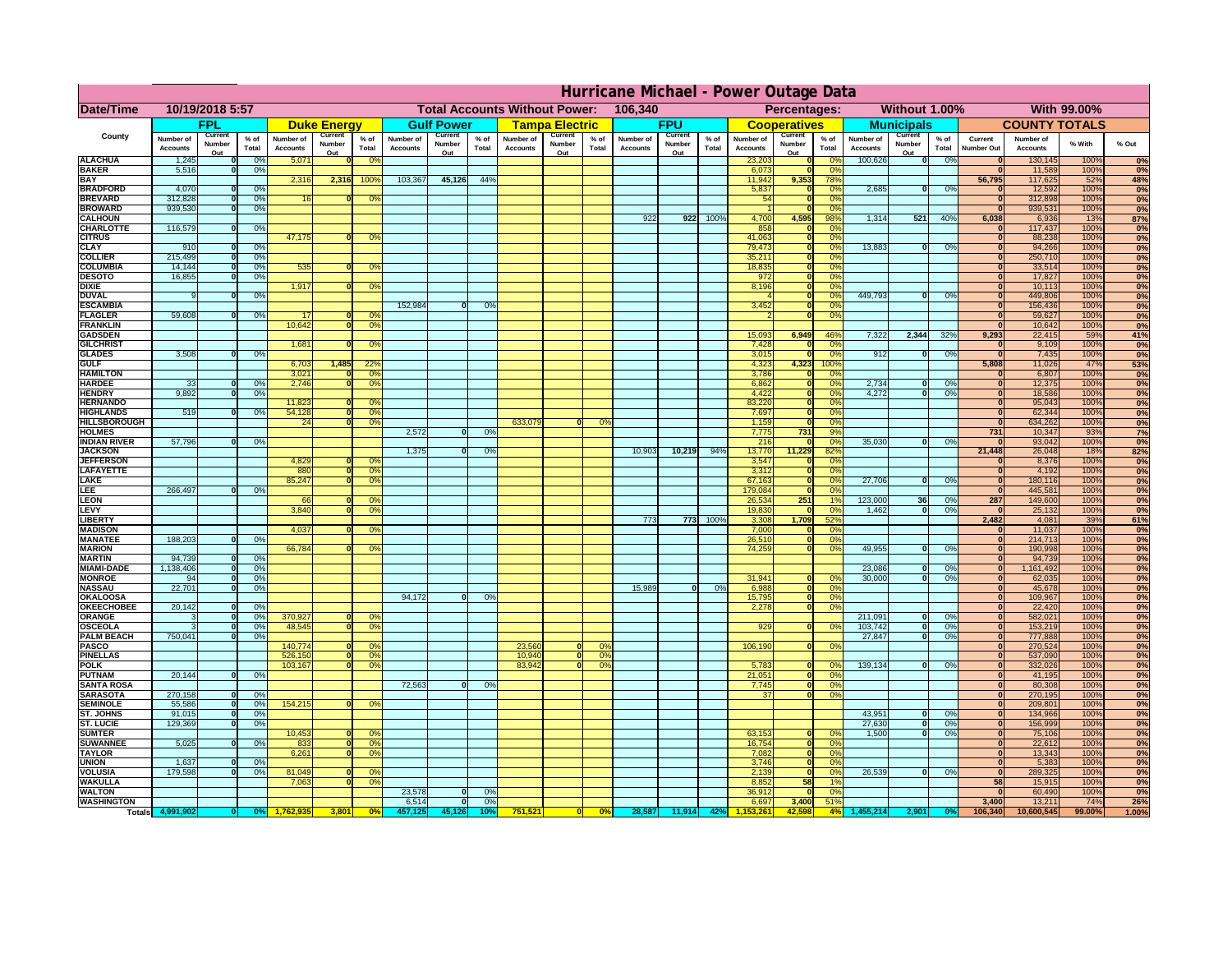# Hurricane Michael - Power Outage Data

**Date/Time:** 10/19/2018 5:57 | **Total Accounts Without Power:** 106,340 | **Percentages:** Without 1.00% | With 99.00%

| County | FPL | | | Duke Energy | | | Gulf Power | | | Tampa Electric | | | FPU | | | Cooperatives | | | Municipals | | | COUNTY TOTALS | | | |
|---|---|---|---|---|---|---|---|---|---|---|---|---|---|---|---|---|---|---|---|---|---|---|---|---|---|
| | Number of Accounts | Current Number Out | % of Total | Number of Accounts | Current Number Out | % of Total | Number of Accounts | Current Number Out | % of Total | Number of Accounts | Current Number Out | % of Total | Number of Accounts | Current Number Out | % of Total | Number of Accounts | Current Number Out | % of Total | Number of Accounts | Current Number Out | % of Total | Current Number Out | Number of Accounts | % With | % Out |
| ALACHUA | 1,245 | 0 | 0% | 5,071 | 0 | 0% | | | | | | | | | | 23,203 | 0 | 0% | 100,626 | 0 | 0% | 0 | 130,145 | 100% | 0% |
| BAKER | 5,516 | 0 | 0% | | | | | | | | | | | | | 6,073 | 0 | 0% | | | | 0 | 11,589 | 100% | 0% |
| BAY | | | | 2,316 | 2,316 | 100% | 103,367 | 45,126 | 44% | | | | | | | 11,942 | 9,353 | 78% | | | | 56,795 | 117,625 | 52% | 48% |
| BRADFORD | 4,070 | 0 | 0% | | | | | | | | | | | | | 5,837 | 0 | 0% | 2,685 | 0 | 0% | 0 | 12,592 | 100% | 0% |
| BREVARD | 312,828 | 0 | 0% | 16 | 0 | 0% | | | | | | | | | | 54 | 0 | 0% | | | | 0 | 312,898 | 100% | 0% |
| BROWARD | 939,530 | 0 | 0% | | | | | | | | | | | | | 1 | 0 | 0% | | | | 0 | 939,531 | 100% | 0% |
| CALHOUN | | | | | | | | | | | | | 922 | 922 | 100% | 4,700 | 4,595 | 98% | 1,314 | 521 | 40% | 6,038 | 6,936 | 13% | 87% |
| CHARLOTTE | 116,579 | 0 | 0% | | | | | | | | | | | | | 858 | 0 | 0% | | | | 0 | 117,437 | 100% | 0% |
| CITRUS | | | | 47,175 | 0 | 0% | | | | | | | | | | 41,063 | 0 | 0% | | | | 0 | 88,238 | 100% | 0% |
| CLAY | 910 | 0 | 0% | | | | | | | | | | | | | 79,473 | 0 | 0% | 13,883 | 0 | 0% | 0 | 94,266 | 100% | 0% |
| COLLIER | 215,499 | 0 | 0% | | | | | | | | | | | | | 35,211 | 0 | 0% | | | | 0 | 250,710 | 100% | 0% |
| COLUMBIA | 14,144 | 0 | 0% | 535 | 0 | 0% | | | | | | | | | | 18,835 | 0 | 0% | | | | 0 | 33,514 | 100% | 0% |
| DESOTO | 16,855 | 0 | 0% | | | | | | | | | | | | | 972 | 0 | 0% | | | | 0 | 17,827 | 100% | 0% |
| DIXIE | | | | 1,917 | 0 | 0% | | | | | | | | | | 8,196 | 0 | 0% | | | | 0 | 10,113 | 100% | 0% |
| DUVAL | 9 | 0 | 0% | | | | | | | | | | | | | 4 | 0 | 0% | 449,793 | 0 | 0% | 0 | 449,806 | 100% | 0% |
| ESCAMBIA | | | | | | | 152,984 | 0 | 0% | | | | | | | 3,452 | 0 | 0% | | | | 0 | 156,436 | 100% | 0% |
| FLAGLER | 59,608 | 0 | 0% | 17 | 0 | 0% | | | | | | | | | | 2 | 0 | 0% | | | | 0 | 59,627 | 100% | 0% |
| FRANKLIN | | | | 10,642 | 0 | 0% | | | | | | | | | | | | | | | | 0 | 10,642 | 100% | 0% |
| GADSDEN | | | | | | | | | | | | | | | | 15,093 | 6,949 | 46% | 7,322 | 2,344 | 32% | 9,293 | 22,415 | 59% | 41% |
| GILCHRIST | | | | 1,681 | 0 | 0% | | | | | | | | | | 7,428 | 0 | 0% | | | | 0 | 9,109 | 100% | 0% |
| GLADES | 3,508 | 0 | 0% | | | | | | | | | | | | | 3,015 | 0 | 0% | 912 | 0 | 0% | 0 | 7,435 | 100% | 0% |
| GULF | | | | 6,703 | 1,485 | 22% | | | | | | | | | | 4,323 | 4,323 | 100% | | | | 5,808 | 11,026 | 47% | 53% |
| HAMILTON | | | | 3,021 | 0 | 0% | | | | | | | | | | 3,786 | 0 | 0% | | | | 0 | 6,807 | 100% | 0% |
| HARDEE | 33 | 0 | 0% | 2,746 | 0 | 0% | | | | | | | | | | 6,862 | 0 | 0% | 2,734 | 0 | 0% | 0 | 12,375 | 100% | 0% |
| HENDRY | 9,892 | 0 | 0% | | | | | | | | | | | | | 4,422 | 0 | 0% | 4,272 | 0 | 0% | 0 | 18,586 | 100% | 0% |
| HERNANDO | | | | 11,823 | 0 | 0% | | | | | | | | | | 83,220 | 0 | 0% | | | | 0 | 95,043 | 100% | 0% |
| HIGHLANDS | 519 | 0 | 0% | 54,128 | 0 | 0% | | | | | | | | | | 7,697 | 0 | 0% | | | | 0 | 62,344 | 100% | 0% |
| HILLSBOROUGH | | | | 24 | 0 | 0% | | | | 633,079 | 0 | 0% | | | | 1,159 | 0 | 0% | | | | 0 | 634,262 | 100% | 0% |
| HOLMES | | | | | | | 2,572 | 0 | 0% | | | | | | | 7,775 | 731 | 9% | | | | 731 | 10,347 | 93% | 7% |
| INDIAN RIVER | 57,796 | 0 | 0% | | | | | | | | | | | | | 216 | 0 | 0% | 35,030 | 0 | 0% | 0 | 93,042 | 100% | 0% |
| JACKSON | | | | | | | 1,375 | 0 | 0% | | | | 10,903 | 10,219 | 94% | 13,770 | 11,229 | 82% | | | | 21,448 | 26,048 | 18% | 82% |
| JEFFERSON | | | | 4,829 | 0 | 0% | | | | | | | | | | 3,547 | 0 | 0% | | | | 0 | 8,376 | 100% | 0% |
| LAFAYETTE | | | | 880 | 0 | 0% | | | | | | | | | | 3,312 | 0 | 0% | | | | 0 | 4,192 | 100% | 0% |
| LAKE | | | | 85,247 | 0 | 0% | | | | | | | | | | 67,163 | 0 | 0% | 27,706 | 0 | 0% | 0 | 180,116 | 100% | 0% |
| LEE | 266,497 | 0 | 0% | | | | | | | | | | | | | 179,084 | 0 | 0% | | | | 0 | 445,581 | 100% | 0% |
| LEON | | | | 66 | 0 | 0% | | | | | | | | | | 26,534 | 251 | 1% | 123,000 | 36 | 0% | 287 | 149,600 | 100% | 0% |
| LEVY | | | | 3,840 | 0 | 0% | | | | | | | | | | 19,830 | 0 | 0% | 1,462 | 0 | 0% | 0 | 25,132 | 100% | 0% |
| LIBERTY | | | | | | | | | | | | | 773 | 773 | 100% | 3,308 | 1,709 | 52% | | | | 2,482 | 4,081 | 39% | 61% |
| MADISON | | | | 4,037 | 0 | 0% | | | | | | | | | | 7,000 | 0 | 0% | | | | 0 | 11,037 | 100% | 0% |
| MANATEE | 188,203 | 0 | 0% | | | | | | | | | | | | | 26,510 | 0 | 0% | | | | 0 | 214,713 | 100% | 0% |
| MARION | | | | 66,784 | 0 | 0% | | | | | | | | | | 74,259 | 0 | 0% | 49,955 | 0 | 0% | 0 | 190,998 | 100% | 0% |
| MARTIN | 94,739 | 0 | 0% | | | | | | | | | | | | | | | | | | | 0 | 94,739 | 100% | 0% |
| MIAMI-DADE | 1,138,406 | 0 | 0% | | | | | | | | | | | | | | | | 23,086 | 0 | 0% | 0 | 1,161,492 | 100% | 0% |
| MONROE | 94 | 0 | 0% | | | | | | | | | | | | | 31,941 | 0 | 0% | 30,000 | 0 | 0% | 0 | 62,035 | 100% | 0% |
| NASSAU | 22,701 | 0 | 0% | | | | | | | | | | 15,989 | 0 | 0% | 6,988 | 0 | 0% | | | | 0 | 45,678 | 100% | 0% |
| OKALOOSA | | | | | | | 94,172 | 0 | 0% | | | | | | | 15,795 | 0 | 0% | | | | 0 | 109,967 | 100% | 0% |
| OKEECHOBEE | 20,142 | 0 | 0% | | | | | | | | | | | | | 2,278 | 0 | 0% | | | | 0 | 22,420 | 100% | 0% |
| ORANGE | 3 | 0 | 0% | 370,927 | 0 | 0% | | | | | | | | | | | | | 211,091 | 0 | 0% | 0 | 582,021 | 100% | 0% |
| OSCEOLA | 3 | 0 | 0% | 48,545 | 0 | 0% | | | | | | | | | | 929 | 0 | 0% | 103,742 | 0 | 0% | 0 | 153,219 | 100% | 0% |
| PALM BEACH | 750,041 | 0 | 0% | | | | | | | | | | | | | | | | 27,847 | 0 | 0% | 0 | 777,888 | 100% | 0% |
| PASCO | | | | 140,774 | 0 | 0% | | | | 23,560 | 0 | 0% | | | | 106,190 | 0 | 0% | | | | 0 | 270,524 | 100% | 0% |
| PINELLAS | | | | 526,150 | 0 | 0% | | | | 10,940 | 0 | 0% | | | | | | | | | | 0 | 537,090 | 100% | 0% |
| POLK | | | | 103,167 | 0 | 0% | | | | 83,942 | 0 | 0% | | | | 5,783 | 0 | 0% | 139,134 | 0 | 0% | 0 | 332,026 | 100% | 0% |
| PUTNAM | 20,144 | 0 | 0% | | | | | | | | | | | | | 21,051 | 0 | 0% | | | | 0 | 41,195 | 100% | 0% |
| SANTA ROSA | | | | | | | 72,563 | 0 | 0% | | | | | | | 7,745 | 0 | 0% | | | | 0 | 80,308 | 100% | 0% |
| SARASOTA | 270,158 | 0 | 0% | | | | | | | | | | | | | 37 | 0 | 0% | | | | 0 | 270,195 | 100% | 0% |
| SEMINOLE | 55,586 | 0 | 0% | 154,215 | 0 | 0% | | | | | | | | | | | | | | | | 0 | 209,801 | 100% | 0% |
| ST. JOHNS | 91,015 | 0 | 0% | | | | | | | | | | | | | | | | 43,951 | 0 | 0% | 0 | 134,966 | 100% | 0% |
| ST. LUCIE | 129,369 | 0 | 0% | | | | | | | | | | | | | | | | 27,630 | 0 | 0% | 0 | 156,999 | 100% | 0% |
| SUMTER | | | | 10,453 | 0 | 0% | | | | | | | | | | 63,153 | 0 | 0% | 1,500 | 0 | 0% | 0 | 75,106 | 100% | 0% |
| SUWANNEE | 5,025 | 0 | 0% | 833 | 0 | 0% | | | | | | | | | | 16,754 | 0 | 0% | | | | 0 | 22,612 | 100% | 0% |
| TAYLOR | | | | 6,261 | 0 | 0% | | | | | | | | | | 7,082 | 0 | 0% | | | | 0 | 13,343 | 100% | 0% |
| UNION | 1,637 | 0 | 0% | | | | | | | | | | | | | 3,746 | 0 | 0% | | | | 0 | 5,383 | 100% | 0% |
| VOLUSIA | 179,598 | 0 | 0% | 81,049 | 0 | 0% | | | | | | | | | | 2,139 | 0 | 0% | 26,539 | 0 | 0% | 0 | 289,325 | 100% | 0% |
| WAKULLA | | | | 7,063 | 0 | 0% | | | | | | | | | | 8,852 | 58 | 1% | | | | 58 | 15,915 | 100% | 0% |
| WALTON | | | | | | | 23,578 | 0 | 0% | | | | | | | 36,912 | 0 | 0% | | | | 0 | 60,490 | 100% | 0% |
| WASHINGTON | | | | | | | 6,514 | 0 | 0% | | | | | | | 6,697 | 3,400 | 51% | | | | 3,400 | 13,211 | 74% | 26% |
| Totals | 4,991,902 | 0 | 0% | 1,762,935 | 3,801 | 0% | 457,125 | 45,126 | 10% | 751,521 | 0 | 0% | 28,587 | 11,914 | 42% | 1,153,261 | 42,598 | 4% | 1,455,214 | 2,901 | 0% | 106,340 | 10,600,545 | 99.00% | 1.00% |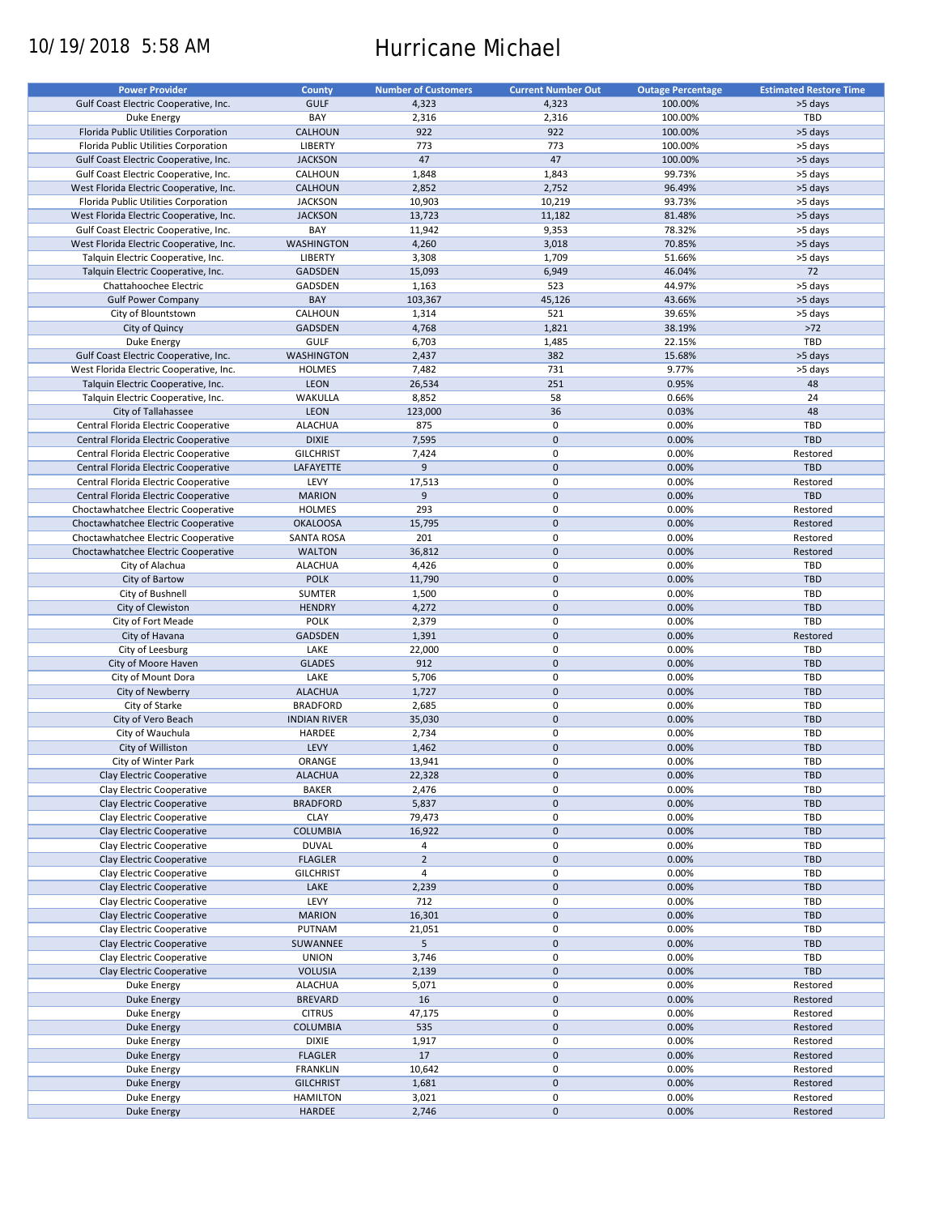10/19/2018 5:58 AM

# Hurricane Michael

| Power Provider | County | Number of Customers | Current Number Out | Outage Percentage | Estimated Restore Time |
|---|---|---|---|---|---|
| Gulf Coast Electric Cooperative, Inc. | GULF | 4,323 | 4,323 | 100.00% | >5 days |
| Duke Energy | BAY | 2,316 | 2,316 | 100.00% | TBD |
| Florida Public Utilities Corporation | CALHOUN | 922 | 922 | 100.00% | >5 days |
| Florida Public Utilities Corporation | LIBERTY | 773 | 773 | 100.00% | >5 days |
| Gulf Coast Electric Cooperative, Inc. | JACKSON | 47 | 47 | 100.00% | >5 days |
| Gulf Coast Electric Cooperative, Inc. | CALHOUN | 1,848 | 1,843 | 99.73% | >5 days |
| West Florida Electric Cooperative, Inc. | CALHOUN | 2,852 | 2,752 | 96.49% | >5 days |
| Florida Public Utilities Corporation | JACKSON | 10,903 | 10,219 | 93.73% | >5 days |
| West Florida Electric Cooperative, Inc. | JACKSON | 13,723 | 11,182 | 81.48% | >5 days |
| Gulf Coast Electric Cooperative, Inc. | BAY | 11,942 | 9,353 | 78.32% | >5 days |
| West Florida Electric Cooperative, Inc. | WASHINGTON | 4,260 | 3,018 | 70.85% | >5 days |
| Talquin Electric Cooperative, Inc. | LIBERTY | 3,308 | 1,709 | 51.66% | >5 days |
| Talquin Electric Cooperative, Inc. | GADSDEN | 15,093 | 6,949 | 46.04% | 72 |
| Chattahoochee Electric | GADSDEN | 1,163 | 523 | 44.97% | >5 days |
| Gulf Power Company | BAY | 103,367 | 45,126 | 43.66% | >5 days |
| City of Blountstown | CALHOUN | 1,314 | 521 | 39.65% | >5 days |
| City of Quincy | GADSDEN | 4,768 | 1,821 | 38.19% | >72 |
| Duke Energy | GULF | 6,703 | 1,485 | 22.15% | TBD |
| Gulf Coast Electric Cooperative, Inc. | WASHINGTON | 2,437 | 382 | 15.68% | >5 days |
| West Florida Electric Cooperative, Inc. | HOLMES | 7,482 | 731 | 9.77% | >5 days |
| Talquin Electric Cooperative, Inc. | LEON | 26,534 | 251 | 0.95% | 48 |
| Talquin Electric Cooperative, Inc. | WAKULLA | 8,852 | 58 | 0.66% | 24 |
| City of Tallahassee | LEON | 123,000 | 36 | 0.03% | 48 |
| Central Florida Electric Cooperative | ALACHUA | 875 | 0 | 0.00% | TBD |
| Central Florida Electric Cooperative | DIXIE | 7,595 | 0 | 0.00% | TBD |
| Central Florida Electric Cooperative | GILCHRIST | 7,424 | 0 | 0.00% | Restored |
| Central Florida Electric Cooperative | LAFAYETTE | 9 | 0 | 0.00% | TBD |
| Central Florida Electric Cooperative | LEVY | 17,513 | 0 | 0.00% | Restored |
| Central Florida Electric Cooperative | MARION | 9 | 0 | 0.00% | TBD |
| Choctawhatchee Electric Cooperative | HOLMES | 293 | 0 | 0.00% | Restored |
| Choctawhatchee Electric Cooperative | OKALOOSA | 15,795 | 0 | 0.00% | Restored |
| Choctawhatchee Electric Cooperative | SANTA ROSA | 201 | 0 | 0.00% | Restored |
| Choctawhatchee Electric Cooperative | WALTON | 36,812 | 0 | 0.00% | Restored |
| City of Alachua | ALACHUA | 4,426 | 0 | 0.00% | TBD |
| City of Bartow | POLK | 11,790 | 0 | 0.00% | TBD |
| City of Bushnell | SUMTER | 1,500 | 0 | 0.00% | TBD |
| City of Clewiston | HENDRY | 4,272 | 0 | 0.00% | TBD |
| City of Fort Meade | POLK | 2,379 | 0 | 0.00% | TBD |
| City of Havana | GADSDEN | 1,391 | 0 | 0.00% | Restored |
| City of Leesburg | LAKE | 22,000 | 0 | 0.00% | TBD |
| City of Moore Haven | GLADES | 912 | 0 | 0.00% | TBD |
| City of Mount Dora | LAKE | 5,706 | 0 | 0.00% | TBD |
| City of Newberry | ALACHUA | 1,727 | 0 | 0.00% | TBD |
| City of Starke | BRADFORD | 2,685 | 0 | 0.00% | TBD |
| City of Vero Beach | INDIAN RIVER | 35,030 | 0 | 0.00% | TBD |
| City of Wauchula | HARDEE | 2,734 | 0 | 0.00% | TBD |
| City of Williston | LEVY | 1,462 | 0 | 0.00% | TBD |
| City of Winter Park | ORANGE | 13,941 | 0 | 0.00% | TBD |
| Clay Electric Cooperative | ALACHUA | 22,328 | 0 | 0.00% | TBD |
| Clay Electric Cooperative | BAKER | 2,476 | 0 | 0.00% | TBD |
| Clay Electric Cooperative | BRADFORD | 5,837 | 0 | 0.00% | TBD |
| Clay Electric Cooperative | CLAY | 79,473 | 0 | 0.00% | TBD |
| Clay Electric Cooperative | COLUMBIA | 16,922 | 0 | 0.00% | TBD |
| Clay Electric Cooperative | DUVAL | 4 | 0 | 0.00% | TBD |
| Clay Electric Cooperative | FLAGLER | 2 | 0 | 0.00% | TBD |
| Clay Electric Cooperative | GILCHRIST | 4 | 0 | 0.00% | TBD |
| Clay Electric Cooperative | LAKE | 2,239 | 0 | 0.00% | TBD |
| Clay Electric Cooperative | LEVY | 712 | 0 | 0.00% | TBD |
| Clay Electric Cooperative | MARION | 16,301 | 0 | 0.00% | TBD |
| Clay Electric Cooperative | PUTNAM | 21,051 | 0 | 0.00% | TBD |
| Clay Electric Cooperative | SUWANNEE | 5 | 0 | 0.00% | TBD |
| Clay Electric Cooperative | UNION | 3,746 | 0 | 0.00% | TBD |
| Clay Electric Cooperative | VOLUSIA | 2,139 | 0 | 0.00% | TBD |
| Duke Energy | ALACHUA | 5,071 | 0 | 0.00% | Restored |
| Duke Energy | BREVARD | 16 | 0 | 0.00% | Restored |
| Duke Energy | CITRUS | 47,175 | 0 | 0.00% | Restored |
| Duke Energy | COLUMBIA | 535 | 0 | 0.00% | Restored |
| Duke Energy | DIXIE | 1,917 | 0 | 0.00% | Restored |
| Duke Energy | FLAGLER | 17 | 0 | 0.00% | Restored |
| Duke Energy | FRANKLIN | 10,642 | 0 | 0.00% | Restored |
| Duke Energy | GILCHRIST | 1,681 | 0 | 0.00% | Restored |
| Duke Energy | HAMILTON | 3,021 | 0 | 0.00% | Restored |
| Duke Energy | HARDEE | 2,746 | 0 | 0.00% | Restored |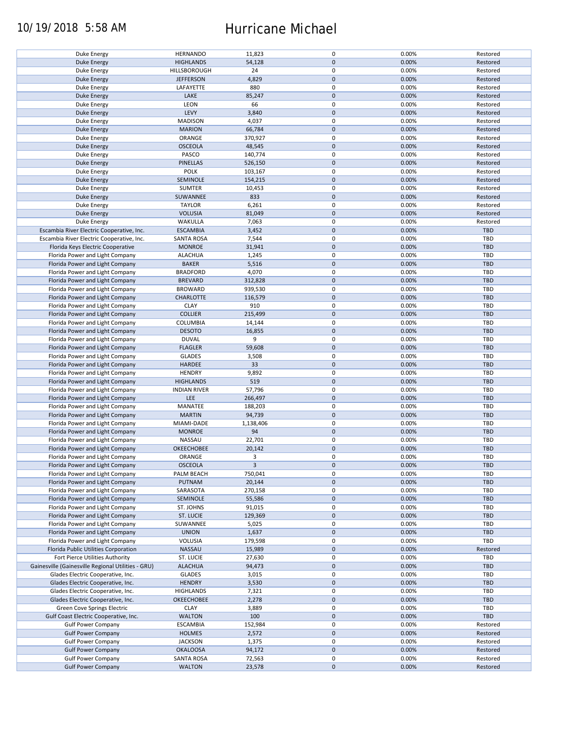# 10/19/2018 5:58 AM Hurricane Michael

| | | | | | |
|---|---|---|---|---|---|
| Duke Energy | HERNANDO | 11,823 | 0 | 0.00% | Restored |
| Duke Energy | HIGHLANDS | 54,128 | 0 | 0.00% | Restored |
| Duke Energy | HILLSBOROUGH | 24 | 0 | 0.00% | Restored |
| Duke Energy | JEFFERSON | 4,829 | 0 | 0.00% | Restored |
| Duke Energy | LAFAYETTE | 880 | 0 | 0.00% | Restored |
| Duke Energy | LAKE | 85,247 | 0 | 0.00% | Restored |
| Duke Energy | LEON | 66 | 0 | 0.00% | Restored |
| Duke Energy | LEVY | 3,840 | 0 | 0.00% | Restored |
| Duke Energy | MADISON | 4,037 | 0 | 0.00% | Restored |
| Duke Energy | MARION | 66,784 | 0 | 0.00% | Restored |
| Duke Energy | ORANGE | 370,927 | 0 | 0.00% | Restored |
| Duke Energy | OSCEOLA | 48,545 | 0 | 0.00% | Restored |
| Duke Energy | PASCO | 140,774 | 0 | 0.00% | Restored |
| Duke Energy | PINELLAS | 526,150 | 0 | 0.00% | Restored |
| Duke Energy | POLK | 103,167 | 0 | 0.00% | Restored |
| Duke Energy | SEMINOLE | 154,215 | 0 | 0.00% | Restored |
| Duke Energy | SUMTER | 10,453 | 0 | 0.00% | Restored |
| Duke Energy | SUWANNEE | 833 | 0 | 0.00% | Restored |
| Duke Energy | TAYLOR | 6,261 | 0 | 0.00% | Restored |
| Duke Energy | VOLUSIA | 81,049 | 0 | 0.00% | Restored |
| Duke Energy | WAKULLA | 7,063 | 0 | 0.00% | Restored |
| Escambia River Electric Cooperative, Inc. | ESCAMBIA | 3,452 | 0 | 0.00% | TBD |
| Escambia River Electric Cooperative, Inc. | SANTA ROSA | 7,544 | 0 | 0.00% | TBD |
| Florida Keys Electric Cooperative | MONROE | 31,941 | 0 | 0.00% | TBD |
| Florida Power and Light Company | ALACHUA | 1,245 | 0 | 0.00% | TBD |
| Florida Power and Light Company | BAKER | 5,516 | 0 | 0.00% | TBD |
| Florida Power and Light Company | BRADFORD | 4,070 | 0 | 0.00% | TBD |
| Florida Power and Light Company | BREVARD | 312,828 | 0 | 0.00% | TBD |
| Florida Power and Light Company | BROWARD | 939,530 | 0 | 0.00% | TBD |
| Florida Power and Light Company | CHARLOTTE | 116,579 | 0 | 0.00% | TBD |
| Florida Power and Light Company | CLAY | 910 | 0 | 0.00% | TBD |
| Florida Power and Light Company | COLLIER | 215,499 | 0 | 0.00% | TBD |
| Florida Power and Light Company | COLUMBIA | 14,144 | 0 | 0.00% | TBD |
| Florida Power and Light Company | DESOTO | 16,855 | 0 | 0.00% | TBD |
| Florida Power and Light Company | DUVAL | 9 | 0 | 0.00% | TBD |
| Florida Power and Light Company | FLAGLER | 59,608 | 0 | 0.00% | TBD |
| Florida Power and Light Company | GLADES | 3,508 | 0 | 0.00% | TBD |
| Florida Power and Light Company | HARDEE | 33 | 0 | 0.00% | TBD |
| Florida Power and Light Company | HENDRY | 9,892 | 0 | 0.00% | TBD |
| Florida Power and Light Company | HIGHLANDS | 519 | 0 | 0.00% | TBD |
| Florida Power and Light Company | INDIAN RIVER | 57,796 | 0 | 0.00% | TBD |
| Florida Power and Light Company | LEE | 266,497 | 0 | 0.00% | TBD |
| Florida Power and Light Company | MANATEE | 188,203 | 0 | 0.00% | TBD |
| Florida Power and Light Company | MARTIN | 94,739 | 0 | 0.00% | TBD |
| Florida Power and Light Company | MIAMI-DADE | 1,138,406 | 0 | 0.00% | TBD |
| Florida Power and Light Company | MONROE | 94 | 0 | 0.00% | TBD |
| Florida Power and Light Company | NASSAU | 22,701 | 0 | 0.00% | TBD |
| Florida Power and Light Company | OKEECHOBEE | 20,142 | 0 | 0.00% | TBD |
| Florida Power and Light Company | ORANGE | 3 | 0 | 0.00% | TBD |
| Florida Power and Light Company | OSCEOLA | 3 | 0 | 0.00% | TBD |
| Florida Power and Light Company | PALM BEACH | 750,041 | 0 | 0.00% | TBD |
| Florida Power and Light Company | PUTNAM | 20,144 | 0 | 0.00% | TBD |
| Florida Power and Light Company | SARASOTA | 270,158 | 0 | 0.00% | TBD |
| Florida Power and Light Company | SEMINOLE | 55,586 | 0 | 0.00% | TBD |
| Florida Power and Light Company | ST. JOHNS | 91,015 | 0 | 0.00% | TBD |
| Florida Power and Light Company | ST. LUCIE | 129,369 | 0 | 0.00% | TBD |
| Florida Power and Light Company | SUWANNEE | 5,025 | 0 | 0.00% | TBD |
| Florida Power and Light Company | UNION | 1,637 | 0 | 0.00% | TBD |
| Florida Power and Light Company | VOLUSIA | 179,598 | 0 | 0.00% | TBD |
| Florida Public Utilities Corporation | NASSAU | 15,989 | 0 | 0.00% | Restored |
| Fort Pierce Utilities Authority | ST. LUCIE | 27,630 | 0 | 0.00% | TBD |
| Gainesville (Gainesville Regional Utilities - GRU) | ALACHUA | 94,473 | 0 | 0.00% | TBD |
| Glades Electric Cooperative, Inc. | GLADES | 3,015 | 0 | 0.00% | TBD |
| Glades Electric Cooperative, Inc. | HENDRY | 3,530 | 0 | 0.00% | TBD |
| Glades Electric Cooperative, Inc. | HIGHLANDS | 7,321 | 0 | 0.00% | TBD |
| Glades Electric Cooperative, Inc. | OKEECHOBEE | 2,278 | 0 | 0.00% | TBD |
| Green Cove Springs Electric | CLAY | 3,889 | 0 | 0.00% | TBD |
| Gulf Coast Electric Cooperative, Inc. | WALTON | 100 | 0 | 0.00% | TBD |
| Gulf Power Company | ESCAMBIA | 152,984 | 0 | 0.00% | Restored |
| Gulf Power Company | HOLMES | 2,572 | 0 | 0.00% | Restored |
| Gulf Power Company | JACKSON | 1,375 | 0 | 0.00% | Restored |
| Gulf Power Company | OKALOOSA | 94,172 | 0 | 0.00% | Restored |
| Gulf Power Company | SANTA ROSA | 72,563 | 0 | 0.00% | Restored |
| Gulf Power Company | WALTON | 23,578 | 0 | 0.00% | Restored |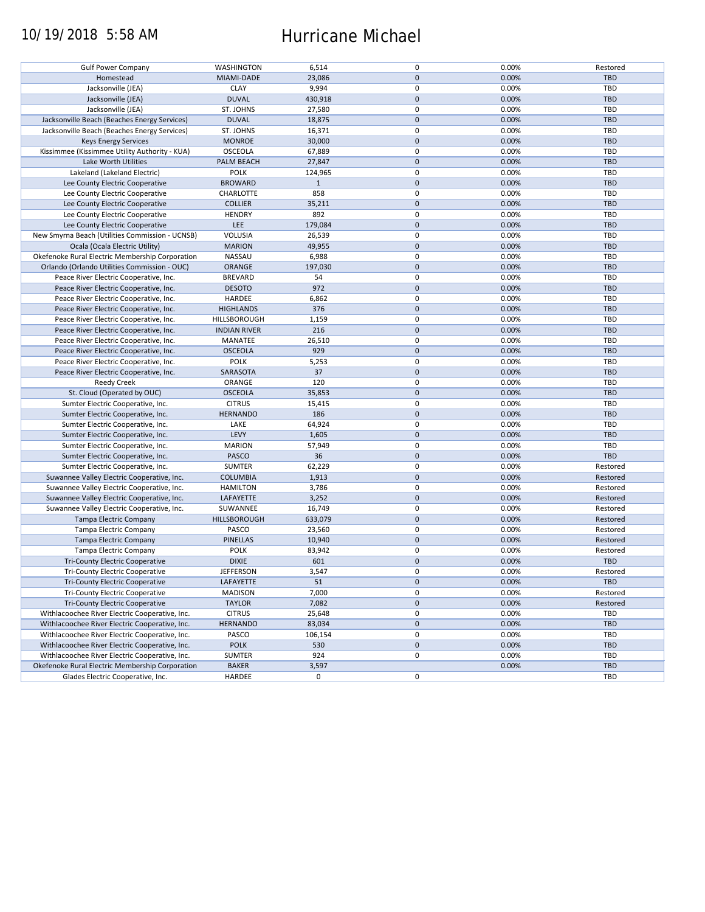| | | | | | |
|---|---|---|---|---|---|
| Gulf Power Company | WASHINGTON | 6,514 | 0 | 0.00% | Restored |
| Homestead | MIAMI-DADE | 23,086 | 0 | 0.00% | TBD |
| Jacksonville (JEA) | CLAY | 9,994 | 0 | 0.00% | TBD |
| Jacksonville (JEA) | DUVAL | 430,918 | 0 | 0.00% | TBD |
| Jacksonville (JEA) | ST. JOHNS | 27,580 | 0 | 0.00% | TBD |
| Jacksonville Beach (Beaches Energy Services) | DUVAL | 18,875 | 0 | 0.00% | TBD |
| Jacksonville Beach (Beaches Energy Services) | ST. JOHNS | 16,371 | 0 | 0.00% | TBD |
| Keys Energy Services | MONROE | 30,000 | 0 | 0.00% | TBD |
| Kissimmee (Kissimmee Utility Authority - KUA) | OSCEOLA | 67,889 | 0 | 0.00% | TBD |
| Lake Worth Utilities | PALM BEACH | 27,847 | 0 | 0.00% | TBD |
| Lakeland (Lakeland Electric) | POLK | 124,965 | 0 | 0.00% | TBD |
| Lee County Electric Cooperative | BROWARD | 1 | 0 | 0.00% | TBD |
| Lee County Electric Cooperative | CHARLOTTE | 858 | 0 | 0.00% | TBD |
| Lee County Electric Cooperative | COLLIER | 35,211 | 0 | 0.00% | TBD |
| Lee County Electric Cooperative | HENDRY | 892 | 0 | 0.00% | TBD |
| Lee County Electric Cooperative | LEE | 179,084 | 0 | 0.00% | TBD |
| New Smyrna Beach (Utilities Commission - UCNSB) | VOLUSIA | 26,539 | 0 | 0.00% | TBD |
| Ocala (Ocala Electric Utility) | MARION | 49,955 | 0 | 0.00% | TBD |
| Okefenoke Rural Electric Membership Corporation | NASSAU | 6,988 | 0 | 0.00% | TBD |
| Orlando (Orlando Utilities Commission - OUC) | ORANGE | 197,030 | 0 | 0.00% | TBD |
| Peace River Electric Cooperative, Inc. | BREVARD | 54 | 0 | 0.00% | TBD |
| Peace River Electric Cooperative, Inc. | DESOTO | 972 | 0 | 0.00% | TBD |
| Peace River Electric Cooperative, Inc. | HARDEE | 6,862 | 0 | 0.00% | TBD |
| Peace River Electric Cooperative, Inc. | HIGHLANDS | 376 | 0 | 0.00% | TBD |
| Peace River Electric Cooperative, Inc. | HILLSBOROUGH | 1,159 | 0 | 0.00% | TBD |
| Peace River Electric Cooperative, Inc. | INDIAN RIVER | 216 | 0 | 0.00% | TBD |
| Peace River Electric Cooperative, Inc. | MANATEE | 26,510 | 0 | 0.00% | TBD |
| Peace River Electric Cooperative, Inc. | OSCEOLA | 929 | 0 | 0.00% | TBD |
| Peace River Electric Cooperative, Inc. | POLK | 5,253 | 0 | 0.00% | TBD |
| Peace River Electric Cooperative, Inc. | SARASOTA | 37 | 0 | 0.00% | TBD |
| Reedy Creek | ORANGE | 120 | 0 | 0.00% | TBD |
| St. Cloud (Operated by OUC) | OSCEOLA | 35,853 | 0 | 0.00% | TBD |
| Sumter Electric Cooperative, Inc. | CITRUS | 15,415 | 0 | 0.00% | TBD |
| Sumter Electric Cooperative, Inc. | HERNANDO | 186 | 0 | 0.00% | TBD |
| Sumter Electric Cooperative, Inc. | LAKE | 64,924 | 0 | 0.00% | TBD |
| Sumter Electric Cooperative, Inc. | LEVY | 1,605 | 0 | 0.00% | TBD |
| Sumter Electric Cooperative, Inc. | MARION | 57,949 | 0 | 0.00% | TBD |
| Sumter Electric Cooperative, Inc. | PASCO | 36 | 0 | 0.00% | TBD |
| Sumter Electric Cooperative, Inc. | SUMTER | 62,229 | 0 | 0.00% | Restored |
| Suwannee Valley Electric Cooperative, Inc. | COLUMBIA | 1,913 | 0 | 0.00% | Restored |
| Suwannee Valley Electric Cooperative, Inc. | HAMILTON | 3,786 | 0 | 0.00% | Restored |
| Suwannee Valley Electric Cooperative, Inc. | LAFAYETTE | 3,252 | 0 | 0.00% | Restored |
| Suwannee Valley Electric Cooperative, Inc. | SUWANNEE | 16,749 | 0 | 0.00% | Restored |
| Tampa Electric Company | HILLSBOROUGH | 633,079 | 0 | 0.00% | Restored |
| Tampa Electric Company | PASCO | 23,560 | 0 | 0.00% | Restored |
| Tampa Electric Company | PINELLAS | 10,940 | 0 | 0.00% | Restored |
| Tampa Electric Company | POLK | 83,942 | 0 | 0.00% | Restored |
| Tri-County Electric Cooperative | DIXIE | 601 | 0 | 0.00% | TBD |
| Tri-County Electric Cooperative | JEFFERSON | 3,547 | 0 | 0.00% | Restored |
| Tri-County Electric Cooperative | LAFAYETTE | 51 | 0 | 0.00% | TBD |
| Tri-County Electric Cooperative | MADISON | 7,000 | 0 | 0.00% | Restored |
| Tri-County Electric Cooperative | TAYLOR | 7,082 | 0 | 0.00% | Restored |
| Withlacoochee River Electric Cooperative, Inc. | CITRUS | 25,648 | 0 | 0.00% | TBD |
| Withlacoochee River Electric Cooperative, Inc. | HERNANDO | 83,034 | 0 | 0.00% | TBD |
| Withlacoochee River Electric Cooperative, Inc. | PASCO | 106,154 | 0 | 0.00% | TBD |
| Withlacoochee River Electric Cooperative, Inc. | POLK | 530 | 0 | 0.00% | TBD |
| Withlacoochee River Electric Cooperative, Inc. | SUMTER | 924 | 0 | 0.00% | TBD |
| Okefenoke Rural Electric Membership Corporation | BAKER | 3,597 | | 0.00% | TBD |
| Glades Electric Cooperative, Inc. | HARDEE | 0 | 0 | | TBD |